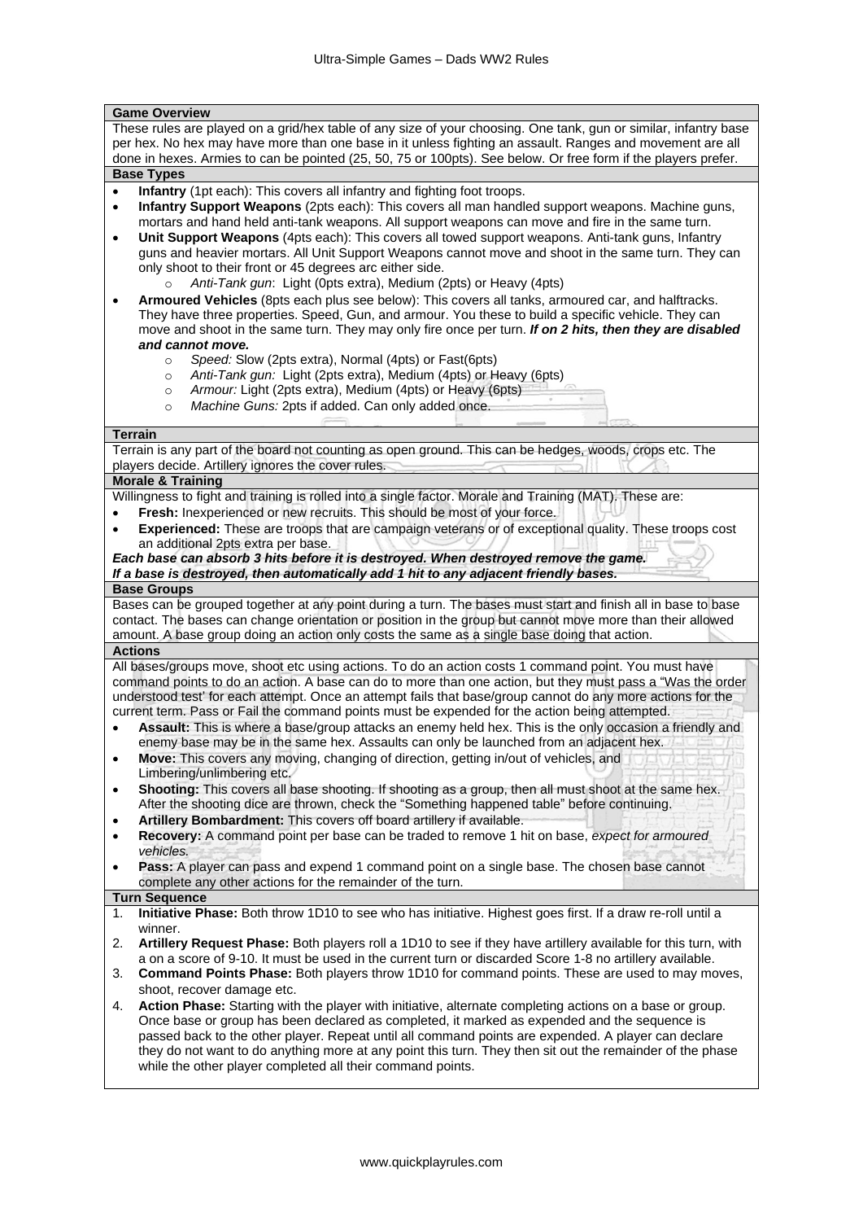## Game Overview

These rules are played on a grid/hex table of any size of your choosing. One tank, gun or similar, infantry base per hex. No hex may have more than one base in it unless fighting an assault. Ranges and movement are all done in hexes. Armies to can be pointed (25, 50, 75 or 100pts). See below. Or free form if the players prefer.

## Base Types

- **Infantry** (1pt each): This covers all infantry and fighting foot troops.
- **Infantry Support Weapons** (2pts each): This covers all man handled support weapons. Machine guns, mortars and hand held anti-tank weapons. All support weapons can move and fire in the same turn.
- **Unit Support Weapons** (4pts each): This covers all towed support weapons. Anti-tank guns, Infantry guns and heavier mortars. All Unit Support Weapons cannot move and shoot in the same turn. They can only shoot to their front or 45 degrees arc either side.
  - *Anti-Tank gun*: Light (0pts extra), Medium (2pts) or Heavy (4pts)
- **Armoured Vehicles** (8pts each plus see below): This covers all tanks, armoured car, and halftracks. They have three properties. Speed, Gun, and armour. You these to build a specific vehicle. They can move and shoot in the same turn. They may only fire once per turn. ***If on 2 hits, then they are disabled and cannot move.***
  - *Speed:* Slow (2pts extra), Normal (4pts) or Fast(6pts)
  - *Anti-Tank gun:* Light (2pts extra), Medium (4pts) or Heavy (6pts)
  - *Armour:* Light (2pts extra), Medium (4pts) or Heavy (6pts)
  - *Machine Guns:* 2pts if added. Can only added once.

## Terrain

Terrain is any part of the board not counting as open ground. This can be hedges, woods, crops etc. The players decide. Artillery ignores the cover rules.

## Morale & Training

Willingness to fight and training is rolled into a single factor. Morale and Training (MAT). These are:

- **Fresh:** Inexperienced or new recruits. This should be most of your force.
- **Experienced:** These are troops that are campaign veterans or of exceptional quality. These troops cost an additional 2pts extra per base.

***Each base can absorb 3 hits before it is destroyed. When destroyed remove the game.***
***If a base is destroyed, then automatically add 1 hit to any adjacent friendly bases.***

## Base Groups

Bases can be grouped together at any point during a turn. The bases must start and finish all in base to base contact. The bases can change orientation or position in the group but cannot move more than their allowed amount. A base group doing an action only costs the same as a single base doing that action.

## Actions

All bases/groups move, shoot etc using actions. To do an action costs 1 command point. You must have command points to do an action. A base can do to more than one action, but they must pass a "Was the order understood test' for each attempt. Once an attempt fails that base/group cannot do any more actions for the current term. Pass or Fail the command points must be expended for the action being attempted.

- **Assault:** This is where a base/group attacks an enemy held hex. This is the only occasion a friendly and enemy base may be in the same hex. Assaults can only be launched from an adjacent hex.
- **Move:** This covers any moving, changing of direction, getting in/out of vehicles, and Limbering/unlimbering etc.
- **Shooting:** This covers all base shooting. If shooting as a group, then all must shoot at the same hex. After the shooting dice are thrown, check the "Something happened table" before continuing.
- **Artillery Bombardment:** This covers off board artillery if available.
- **Recovery:** A command point per base can be traded to remove 1 hit on base, *expect for armoured vehicles.*
- **Pass:** A player can pass and expend 1 command point on a single base. The chosen base cannot complete any other actions for the remainder of the turn.

## Turn Sequence

1. **Initiative Phase:** Both throw 1D10 to see who has initiative. Highest goes first. If a draw re-roll until a winner.
2. **Artillery Request Phase:** Both players roll a 1D10 to see if they have artillery available for this turn, with a on a score of 9-10. It must be used in the current turn or discarded Score 1-8 no artillery available.
3. **Command Points Phase:** Both players throw 1D10 for command points. These are used to may moves, shoot, recover damage etc.
4. **Action Phase:** Starting with the player with initiative, alternate completing actions on a base or group. Once base or group has been declared as completed, it marked as expended and the sequence is passed back to the other player. Repeat until all command points are expended. A player can declare they do not want to do anything more at any point this turn. They then sit out the remainder of the phase while the other player completed all their command points.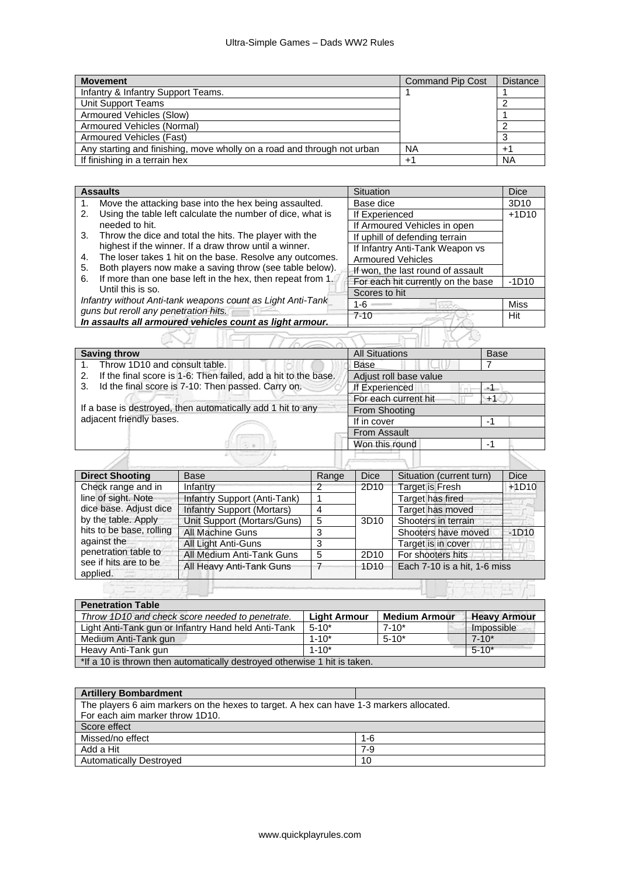| Movement | Command Pip Cost | Distance |
| --- | --- | --- |
| Infantry & Infantry Support Teams. | 1 | 1 |
| Unit Support Teams | | 2 |
| Armoured Vehicles (Slow) | | 1 |
| Armoured Vehicles (Normal) | | 2 |
| Armoured Vehicles (Fast) | | 3 |
| Any starting and finishing, move wholly on a road and through not urban | NA | +1 |
| If finishing in a terrain hex | +1 | NA |

**Assaults**

1. Move the attacking base into the hex being assaulted.
2. Using the table left calculate the number of dice, what is needed to hit.
3. Throw the dice and total the hits. The player with the highest if the winner. If a draw throw until a winner.
4. The loser takes 1 hit on the base. Resolve any outcomes.
5. Both players now make a saving throw (see table below).
6. If more than one base left in the hex, then repeat from 1. Until this is so.

*Infantry without Anti-tank weapons count as Light Anti-Tank guns but reroll any penetration hits.*

***In assaults all armoured vehicles count as light armour.***

| Situation | Dice |
| --- | --- |
| Base dice | 3D10 |
| If Experienced | +1D10 |
| If Armoured Vehicles in open | |
| If uphill of defending terrain | |
| If Infantry Anti-Tank Weapon vs Armoured Vehicles | |
| If won, the last round of assault | |
| For each hit currently on the base | -1D10 |
| Scores to hit | |
| 1-6 | Miss |
| 7-10 | Hit |

**Saving throw**

1. Throw 1D10 and consult table.
2. If the final score is 1-6: Then failed, add a hit to the base.
3. Id the final score is 7-10: Then passed. Carry on.

If a base is destroyed, then automatically add 1 hit to any adjacent friendly bases.

| All Situations | Base |
| --- | --- |
| Base | 7 |
| Adjust roll base value | |
| If Experienced | -1 |
| For each current hit | +1 |
| From Shooting | |
| If in cover | -1 |
| From Assault | |
| Won this round | -1 |

| Direct Shooting | Base | Range | Dice | Situation (current turn) | Dice |
| --- | --- | --- | --- | --- | --- |
| Check range and in line of sight. Note dice base. Adjust dice by the table. Apply hits to be base, rolling against the penetration table to see if hits are to be applied. | Infantry | 2 | 2D10 | Target is Fresh | +1D10 |
| | Infantry Support (Anti-Tank) | 1 | | Target has fired | |
| | Infantry Support (Mortars) | 4 | | Target has moved | |
| | Unit Support (Mortars/Guns) | 5 | 3D10 | Shooters in terrain | |
| | All Machine Guns | 3 | | Shooters have moved | -1D10 |
| | All Light Anti-Guns | 3 | | Target is in cover | |
| | All Medium Anti-Tank Guns | 5 | 2D10 | For shooters hits | |
| | All Heavy Anti-Tank Guns | 7 | 1D10 | Each 7-10 is a hit, 1-6 miss | |

| Penetration Table | | | |
| --- | --- | --- | --- |
| *Throw 1D10 and check score needed to penetrate.* | **Light Armour** | **Medium Armour** | **Heavy Armour** |
| Light Anti-Tank gun or Infantry Hand held Anti-Tank | 5-10* | 7-10* | Impossible |
| Medium Anti-Tank gun | 1-10* | 5-10* | 7-10* |
| Heavy Anti-Tank gun | 1-10* | | 5-10* |
| *If a 10 is thrown then automatically destroyed otherwise 1 hit is taken. | | | |

| Artillery Bombardment | |
| --- | --- |
| The players 6 aim markers on the hexes to target. A hex can have 1-3 markers allocated. For each aim marker throw 1D10. | |
| Score effect | |
| Missed/no effect | 1-6 |
| Add a Hit | 7-9 |
| Automatically Destroyed | 10 |